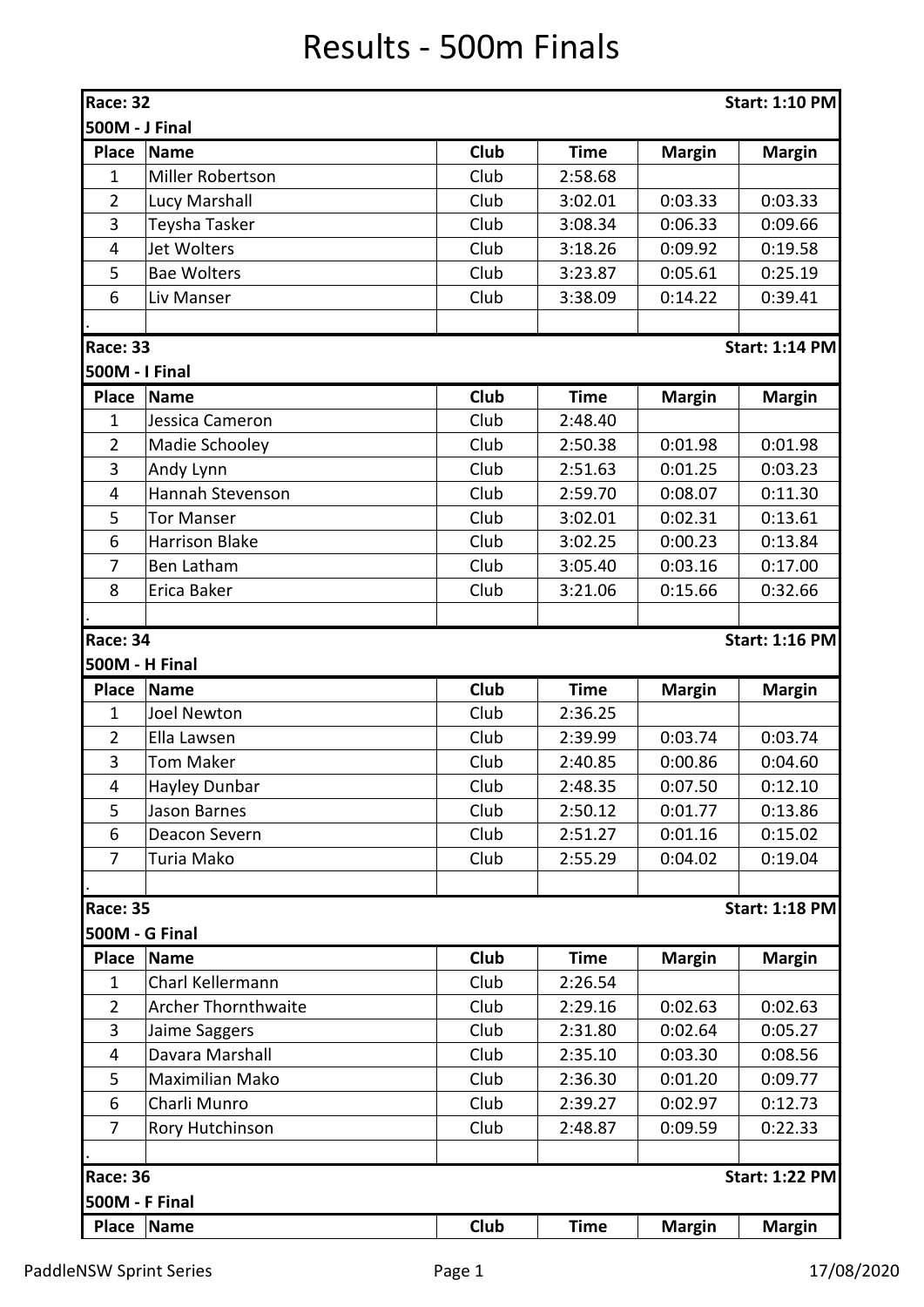# Results - 500m Finals

**Race: 32** | **Start: 1:10 PM**

**500M - J Final**

| Place | Name | Club | Time | Margin | Margin |
|---|---|---|---|---|---|
| 1 | Miller Robertson | Club | 2:58.68 | | |
| 2 | Lucy Marshall | Club | 3:02.01 | 0:03.33 | 0:03.33 |
| 3 | Teysha Tasker | Club | 3:08.34 | 0:06.33 | 0:09.66 |
| 4 | Jet Wolters | Club | 3:18.26 | 0:09.92 | 0:19.58 |
| 5 | Bae Wolters | Club | 3:23.87 | 0:05.61 | 0:25.19 |
| 6 | Liv Manser | Club | 3:38.09 | 0:14.22 | 0:39.41 |

**Race: 33** | **Start: 1:14 PM**

**500M - I Final**

| Place | Name | Club | Time | Margin | Margin |
|---|---|---|---|---|---|
| 1 | Jessica Cameron | Club | 2:48.40 | | |
| 2 | Madie Schooley | Club | 2:50.38 | 0:01.98 | 0:01.98 |
| 3 | Andy Lynn | Club | 2:51.63 | 0:01.25 | 0:03.23 |
| 4 | Hannah Stevenson | Club | 2:59.70 | 0:08.07 | 0:11.30 |
| 5 | Tor Manser | Club | 3:02.01 | 0:02.31 | 0:13.61 |
| 6 | Harrison Blake | Club | 3:02.25 | 0:00.23 | 0:13.84 |
| 7 | Ben Latham | Club | 3:05.40 | 0:03.16 | 0:17.00 |
| 8 | Erica Baker | Club | 3:21.06 | 0:15.66 | 0:32.66 |

**Race: 34** | **Start: 1:16 PM**

**500M - H Final**

| Place | Name | Club | Time | Margin | Margin |
|---|---|---|---|---|---|
| 1 | Joel Newton | Club | 2:36.25 | | |
| 2 | Ella Lawsen | Club | 2:39.99 | 0:03.74 | 0:03.74 |
| 3 | Tom Maker | Club | 2:40.85 | 0:00.86 | 0:04.60 |
| 4 | Hayley Dunbar | Club | 2:48.35 | 0:07.50 | 0:12.10 |
| 5 | Jason Barnes | Club | 2:50.12 | 0:01.77 | 0:13.86 |
| 6 | Deacon Severn | Club | 2:51.27 | 0:01.16 | 0:15.02 |
| 7 | Turia Mako | Club | 2:55.29 | 0:04.02 | 0:19.04 |

**Race: 35** | **Start: 1:18 PM**

**500M - G Final**

| Place | Name | Club | Time | Margin | Margin |
|---|---|---|---|---|---|
| 1 | Charl Kellermann | Club | 2:26.54 | | |
| 2 | Archer Thornthwaite | Club | 2:29.16 | 0:02.63 | 0:02.63 |
| 3 | Jaime Saggers | Club | 2:31.80 | 0:02.64 | 0:05.27 |
| 4 | Davara Marshall | Club | 2:35.10 | 0:03.30 | 0:08.56 |
| 5 | Maximilian Mako | Club | 2:36.30 | 0:01.20 | 0:09.77 |
| 6 | Charli Munro | Club | 2:39.27 | 0:02.97 | 0:12.73 |
| 7 | Rory Hutchinson | Club | 2:48.87 | 0:09.59 | 0:22.33 |

**Race: 36** | **Start: 1:22 PM**

**500M - F Final**

| Place | Name | Club | Time | Margin | Margin |
|---|---|---|---|---|---|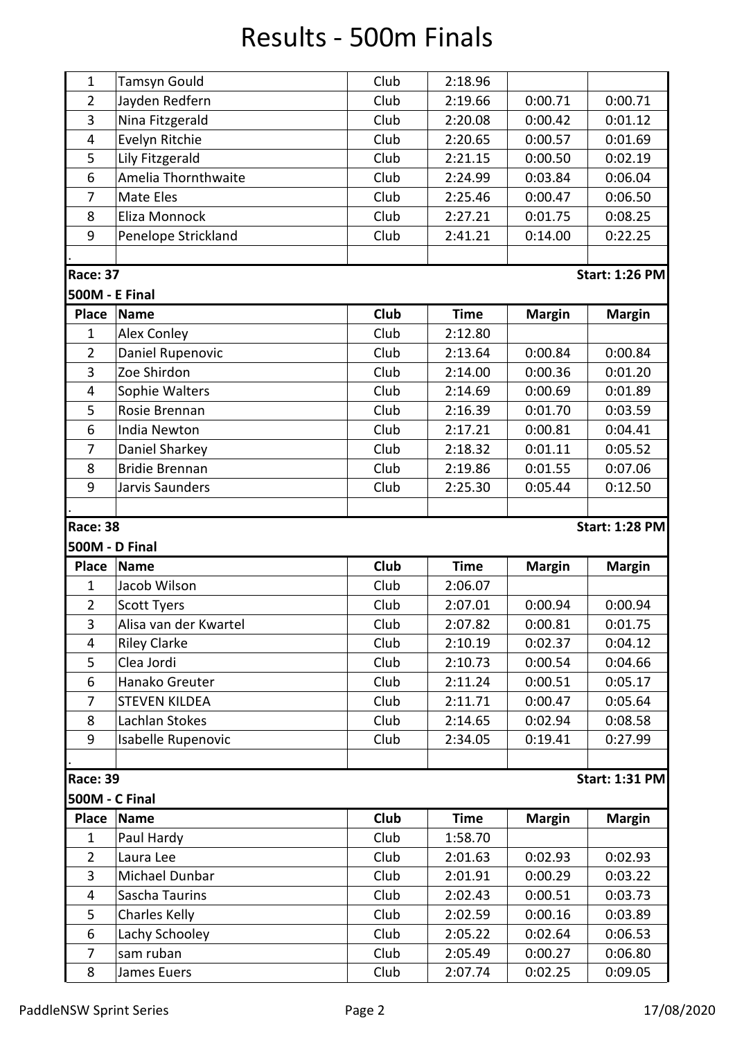# Results - 500m Finals

| 1 | Tamsyn Gould | Club | 2:18.96 | | |
|---|---|---|---|---|---|
| 2 | Jayden Redfern | Club | 2:19.66 | 0:00.71 | 0:00.71 |
| 3 | Nina Fitzgerald | Club | 2:20.08 | 0:00.42 | 0:01.12 |
| 4 | Evelyn Ritchie | Club | 2:20.65 | 0:00.57 | 0:01.69 |
| 5 | Lily Fitzgerald | Club | 2:21.15 | 0:00.50 | 0:02.19 |
| 6 | Amelia Thornthwaite | Club | 2:24.99 | 0:03.84 | 0:06.04 |
| 7 | Mate Eles | Club | 2:25.46 | 0:00.47 | 0:06.50 |
| 8 | Eliza Monnock | Club | 2:27.21 | 0:01.75 | 0:08.25 |
| 9 | Penelope Strickland | Club | 2:41.21 | 0:14.00 | 0:22.25 |

.

**Race: 37** — **Start: 1:26 PM**

**500M - E Final**

| Place | Name | Club | Time | Margin | Margin |
|---|---|---|---|---|---|
| 1 | Alex Conley | Club | 2:12.80 | | |
| 2 | Daniel Rupenovic | Club | 2:13.64 | 0:00.84 | 0:00.84 |
| 3 | Zoe Shirdon | Club | 2:14.00 | 0:00.36 | 0:01.20 |
| 4 | Sophie Walters | Club | 2:14.69 | 0:00.69 | 0:01.89 |
| 5 | Rosie Brennan | Club | 2:16.39 | 0:01.70 | 0:03.59 |
| 6 | India Newton | Club | 2:17.21 | 0:00.81 | 0:04.41 |
| 7 | Daniel Sharkey | Club | 2:18.32 | 0:01.11 | 0:05.52 |
| 8 | Bridie Brennan | Club | 2:19.86 | 0:01.55 | 0:07.06 |
| 9 | Jarvis Saunders | Club | 2:25.30 | 0:05.44 | 0:12.50 |

.

**Race: 38** — **Start: 1:28 PM**

**500M - D Final**

| Place | Name | Club | Time | Margin | Margin |
|---|---|---|---|---|---|
| 1 | Jacob Wilson | Club | 2:06.07 | | |
| 2 | Scott Tyers | Club | 2:07.01 | 0:00.94 | 0:00.94 |
| 3 | Alisa van der Kwartel | Club | 2:07.82 | 0:00.81 | 0:01.75 |
| 4 | Riley Clarke | Club | 2:10.19 | 0:02.37 | 0:04.12 |
| 5 | Clea Jordi | Club | 2:10.73 | 0:00.54 | 0:04.66 |
| 6 | Hanako Greuter | Club | 2:11.24 | 0:00.51 | 0:05.17 |
| 7 | STEVEN KILDEA | Club | 2:11.71 | 0:00.47 | 0:05.64 |
| 8 | Lachlan Stokes | Club | 2:14.65 | 0:02.94 | 0:08.58 |
| 9 | Isabelle Rupenovic | Club | 2:34.05 | 0:19.41 | 0:27.99 |

.

**Race: 39** — **Start: 1:31 PM**

**500M - C Final**

| Place | Name | Club | Time | Margin | Margin |
|---|---|---|---|---|---|
| 1 | Paul Hardy | Club | 1:58.70 | | |
| 2 | Laura Lee | Club | 2:01.63 | 0:02.93 | 0:02.93 |
| 3 | Michael Dunbar | Club | 2:01.91 | 0:00.29 | 0:03.22 |
| 4 | Sascha Taurins | Club | 2:02.43 | 0:00.51 | 0:03.73 |
| 5 | Charles Kelly | Club | 2:02.59 | 0:00.16 | 0:03.89 |
| 6 | Lachy Schooley | Club | 2:05.22 | 0:02.64 | 0:06.53 |
| 7 | sam ruban | Club | 2:05.49 | 0:00.27 | 0:06.80 |
| 8 | James Euers | Club | 2:07.74 | 0:02.25 | 0:09.05 |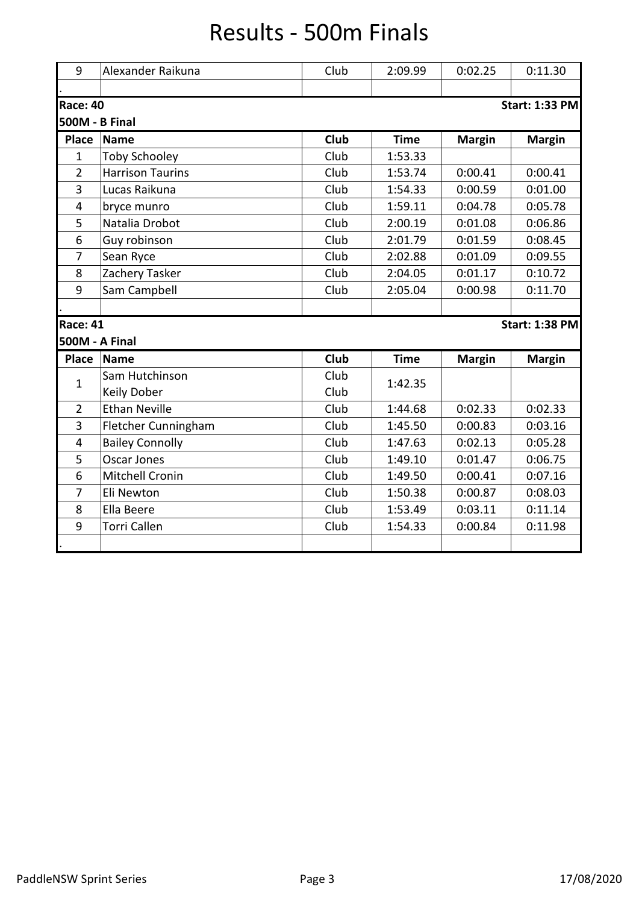# Results - 500m Finals

| | | | | | |
|---|---|---|---|---|---|
| 9 | Alexander Raikuna | Club | 2:09.99 | 0:02.25 | 0:11.30 |
| . | | | | | |

**Race: 40** — **Start: 1:33 PM**

**500M - B Final**

| Place | Name | Club | Time | Margin | Margin |
|---|---|---|---|---|---|
| 1 | Toby Schooley | Club | 1:53.33 | | |
| 2 | Harrison Taurins | Club | 1:53.74 | 0:00.41 | 0:00.41 |
| 3 | Lucas Raikuna | Club | 1:54.33 | 0:00.59 | 0:01.00 |
| 4 | bryce munro | Club | 1:59.11 | 0:04.78 | 0:05.78 |
| 5 | Natalia Drobot | Club | 2:00.19 | 0:01.08 | 0:06.86 |
| 6 | Guy robinson | Club | 2:01.79 | 0:01.59 | 0:08.45 |
| 7 | Sean Ryce | Club | 2:02.88 | 0:01.09 | 0:09.55 |
| 8 | Zachery Tasker | Club | 2:04.05 | 0:01.17 | 0:10.72 |
| 9 | Sam Campbell | Club | 2:05.04 | 0:00.98 | 0:11.70 |
| . | | | | | |

**Race: 41** — **Start: 1:38 PM**

**500M - A Final**

| Place | Name | Club | Time | Margin | Margin |
|---|---|---|---|---|---|
| 1 | Sam Hutchinson<br>Keily Dober | Club<br>Club | 1:42.35 | | |
| 2 | Ethan Neville | Club | 1:44.68 | 0:02.33 | 0:02.33 |
| 3 | Fletcher Cunningham | Club | 1:45.50 | 0:00.83 | 0:03.16 |
| 4 | Bailey Connolly | Club | 1:47.63 | 0:02.13 | 0:05.28 |
| 5 | Oscar Jones | Club | 1:49.10 | 0:01.47 | 0:06.75 |
| 6 | Mitchell Cronin | Club | 1:49.50 | 0:00.41 | 0:07.16 |
| 7 | Eli Newton | Club | 1:50.38 | 0:00.87 | 0:08.03 |
| 8 | Ella Beere | Club | 1:53.49 | 0:03.11 | 0:11.14 |
| 9 | Torri Callen | Club | 1:54.33 | 0:00.84 | 0:11.98 |
| . | | | | | |

PaddleNSW Sprint Series — 17/08/2020